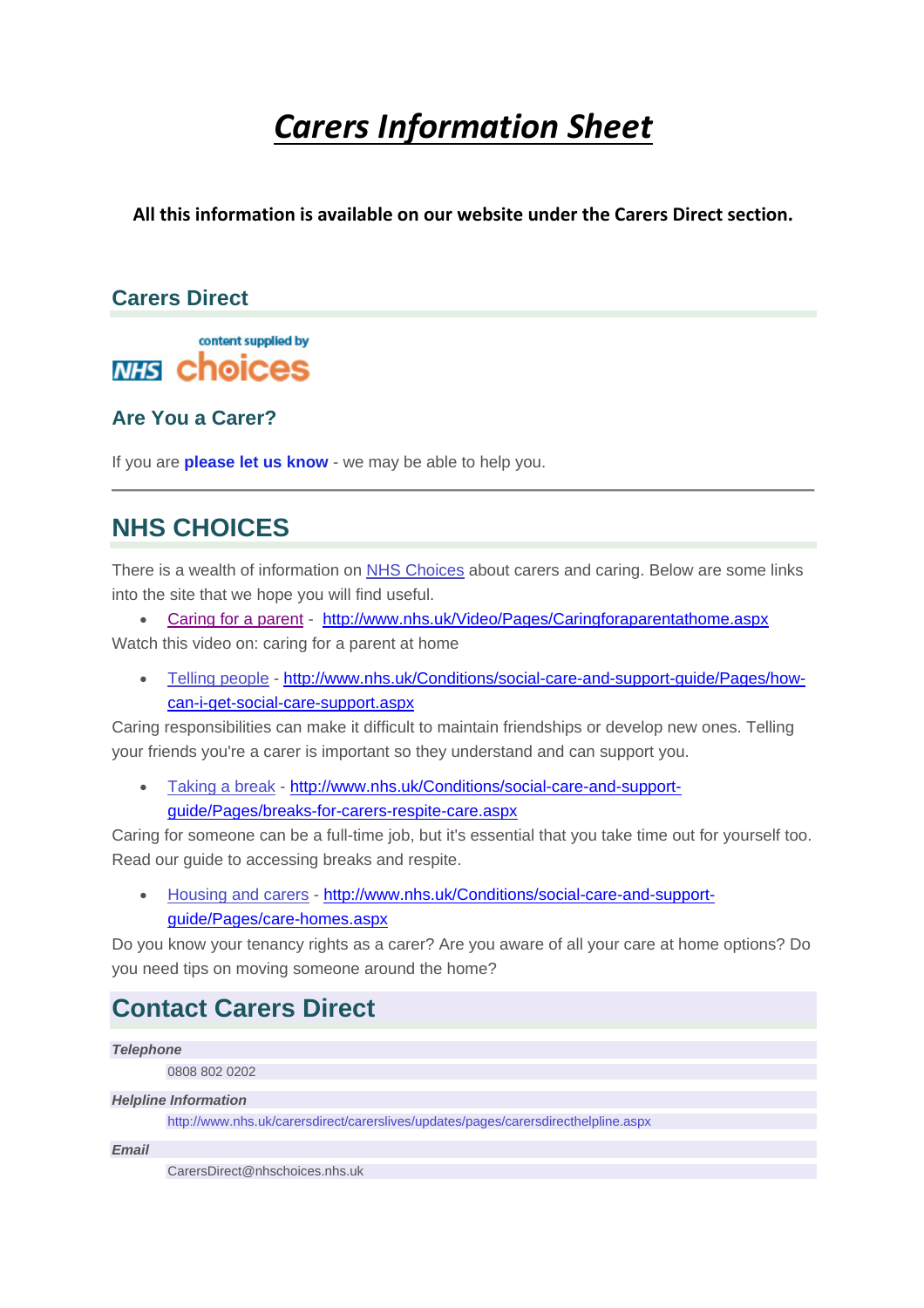# Carers Information Sheet

**All this information is available on our website under the Carers Direct section.**

## Carers Direct

content supplied by NHS choices

### Are You a Carer?

If you are **please let us know** - we may be able to help you.

---

## NHS CHOICES

There is a wealth of information on NHS Choices about carers and caring. Below are some links into the site that we hope you will find useful.

- Caring for a parent - http://www.nhs.uk/Video/Pages/Caringforaparentathome.aspx

Watch this video on: caring for a parent at home

- Telling people - http://www.nhs.uk/Conditions/social-care-and-support-guide/Pages/how-can-i-get-social-care-support.aspx

Caring responsibilities can make it difficult to maintain friendships or develop new ones. Telling your friends you're a carer is important so they understand and can support you.

- Taking a break - http://www.nhs.uk/Conditions/social-care-and-support-guide/Pages/breaks-for-carers-respite-care.aspx

Caring for someone can be a full-time job, but it's essential that you take time out for yourself too. Read our guide to accessing breaks and respite.

- Housing and carers - http://www.nhs.uk/Conditions/social-care-and-support-guide/Pages/care-homes.aspx

Do you know your tenancy rights as a carer? Are you aware of all your care at home options? Do you need tips on moving someone around the home?

## Contact Carers Direct

***Telephone***

0808 802 0202

***Helpline Information***

http://www.nhs.uk/carersdirect/carerslives/updates/pages/carersdirecthelpline.aspx

***Email***

CarersDirect@nhschoices.nhs.uk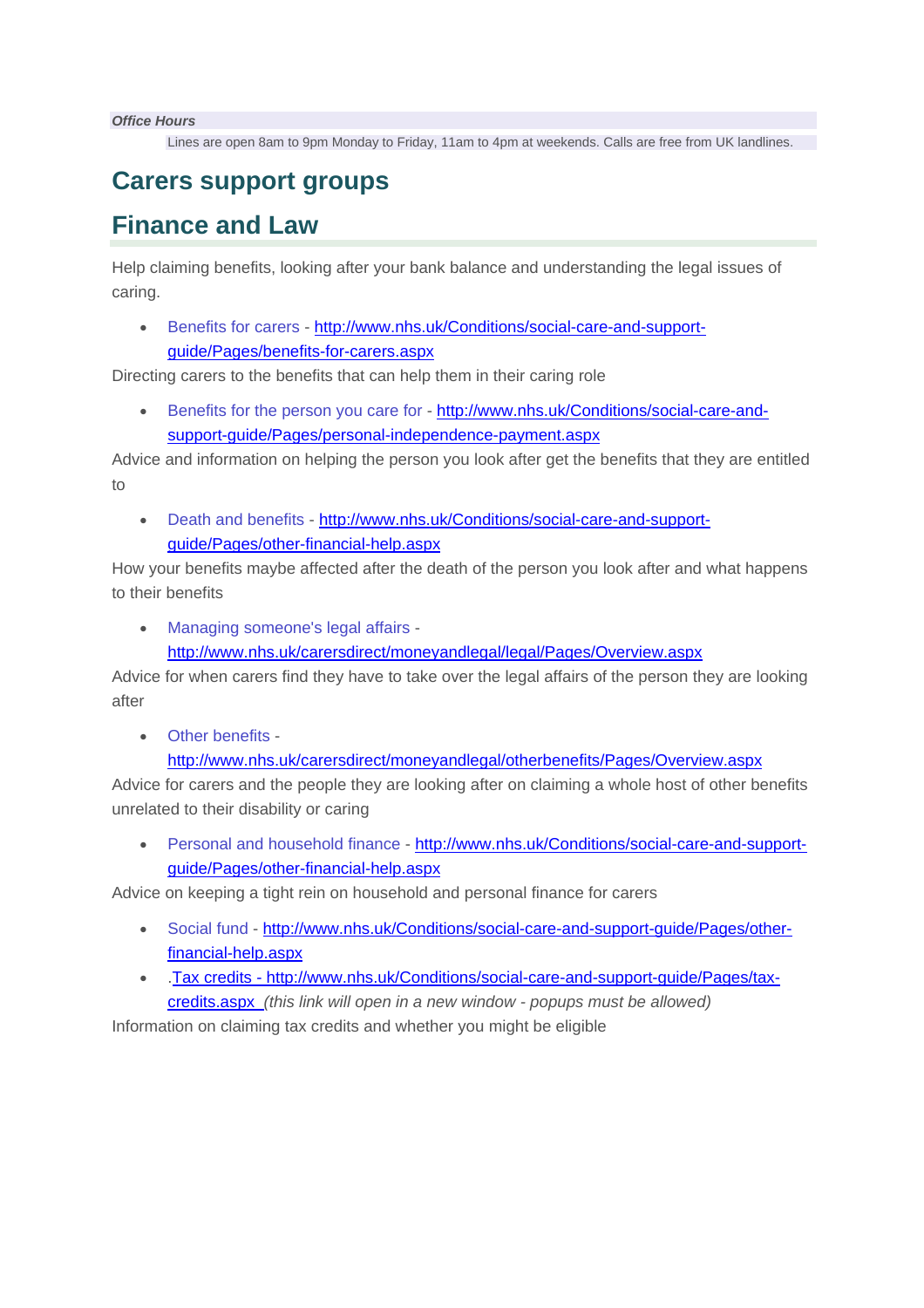***Office Hours***

Lines are open 8am to 9pm Monday to Friday, 11am to 4pm at weekends. Calls are free from UK landlines.

## Carers support groups

## Finance and Law

Help claiming benefits, looking after your bank balance and understanding the legal issues of caring.

- Benefits for carers - http://www.nhs.uk/Conditions/social-care-and-support-guide/Pages/benefits-for-carers.aspx

Directing carers to the benefits that can help them in their caring role

- Benefits for the person you care for - http://www.nhs.uk/Conditions/social-care-and-support-guide/Pages/personal-independence-payment.aspx

Advice and information on helping the person you look after get the benefits that they are entitled to

- Death and benefits - http://www.nhs.uk/Conditions/social-care-and-support-guide/Pages/other-financial-help.aspx

How your benefits maybe affected after the death of the person you look after and what happens to their benefits

- Managing someone's legal affairs - http://www.nhs.uk/carersdirect/moneyandlegal/legal/Pages/Overview.aspx

Advice for when carers find they have to take over the legal affairs of the person they are looking after

- Other benefits - http://www.nhs.uk/carersdirect/moneyandlegal/otherbenefits/Pages/Overview.aspx

Advice for carers and the people they are looking after on claiming a whole host of other benefits unrelated to their disability or caring

- Personal and household finance - http://www.nhs.uk/Conditions/social-care-and-support-guide/Pages/other-financial-help.aspx

Advice on keeping a tight rein on household and personal finance for carers

- Social fund - http://www.nhs.uk/Conditions/social-care-and-support-guide/Pages/other-financial-help.aspx
- .Tax credits - http://www.nhs.uk/Conditions/social-care-and-support-guide/Pages/tax-credits.aspx *(this link will open in a new window - popups must be allowed)*

Information on claiming tax credits and whether you might be eligible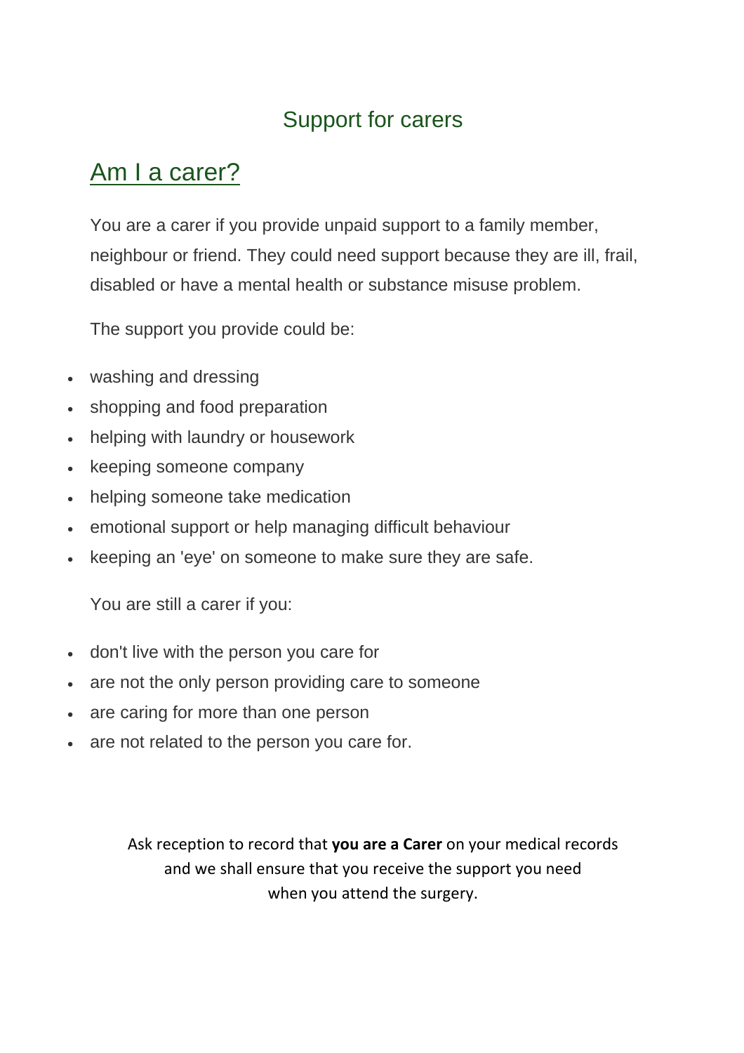# Support for carers

## Am I a carer?

You are a carer if you provide unpaid support to a family member, neighbour or friend. They could need support because they are ill, frail, disabled or have a mental health or substance misuse problem.

The support you provide could be:

- washing and dressing
- shopping and food preparation
- helping with laundry or housework
- keeping someone company
- helping someone take medication
- emotional support or help managing difficult behaviour
- keeping an 'eye' on someone to make sure they are safe.

You are still a carer if you:

- don't live with the person you care for
- are not the only person providing care to someone
- are caring for more than one person
- are not related to the person you care for.

Ask reception to record that **you are a Carer** on your medical records and we shall ensure that you receive the support you need when you attend the surgery.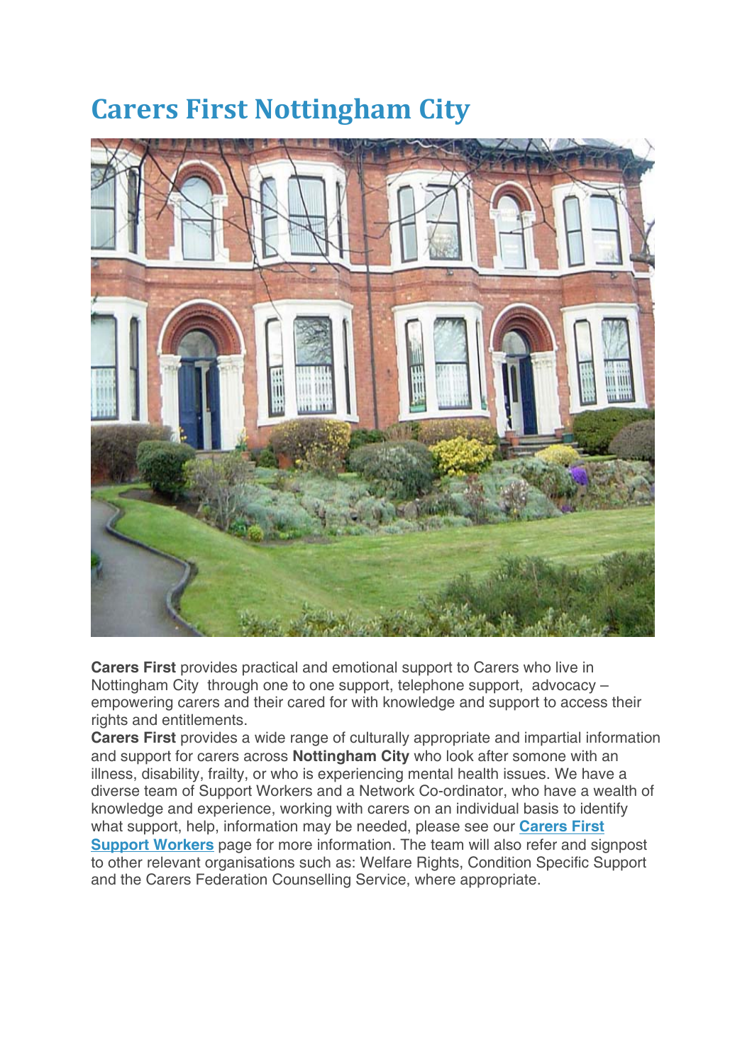# Carers First Nottingham City

**Carers First** provides practical and emotional support to Carers who live in Nottingham City through one to one support, telephone support, advocacy – empowering carers and their cared for with knowledge and support to access their rights and entitlements.

**Carers First** provides a wide range of culturally appropriate and impartial information and support for carers across **Nottingham City** who look after somone with an illness, disability, frailty, or who is experiencing mental health issues. We have a diverse team of Support Workers and a Network Co-ordinator, who have a wealth of knowledge and experience, working with carers on an individual basis to identify what support, help, information may be needed, please see our **Carers First Support Workers** page for more information. The team will also refer and signpost to other relevant organisations such as: Welfare Rights, Condition Specific Support and the Carers Federation Counselling Service, where appropriate.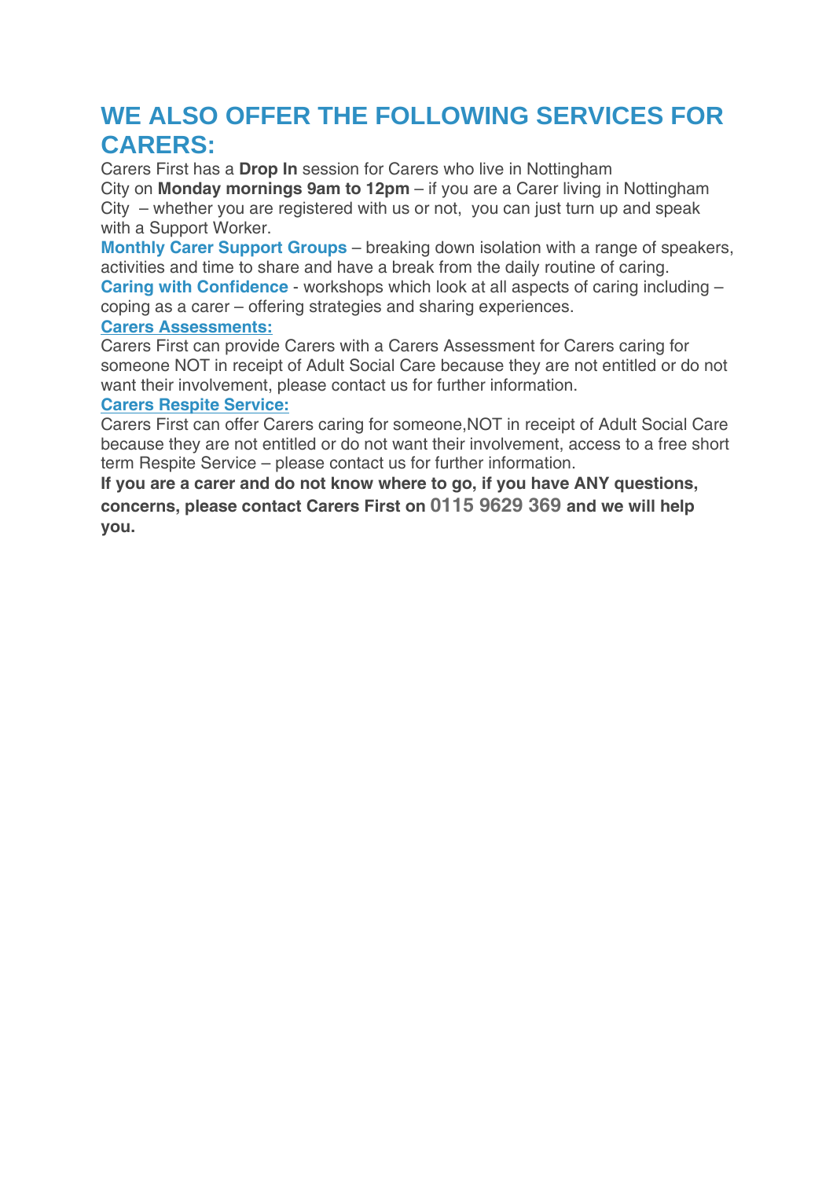## WE ALSO OFFER THE FOLLOWING SERVICES FOR CARERS:

Carers First has a **Drop In** session for Carers who live in Nottingham City on **Monday mornings 9am to 12pm** – if you are a Carer living in Nottingham City – whether you are registered with us or not, you can just turn up and speak with a Support Worker.

**Monthly Carer Support Groups** – breaking down isolation with a range of speakers, activities and time to share and have a break from the daily routine of caring.

**Caring with Confidence** - workshops which look at all aspects of caring including – coping as a carer – offering strategies and sharing experiences.

**Carers Assessments:**

Carers First can provide Carers with a Carers Assessment for Carers caring for someone NOT in receipt of Adult Social Care because they are not entitled or do not want their involvement, please contact us for further information.

**Carers Respite Service:**

Carers First can offer Carers caring for someone,NOT in receipt of Adult Social Care because they are not entitled or do not want their involvement, access to a free short term Respite Service – please contact us for further information.

**If you are a carer and do not know where to go, if you have ANY questions, concerns, please contact Carers First on 0115 9629 369 and we will help you.**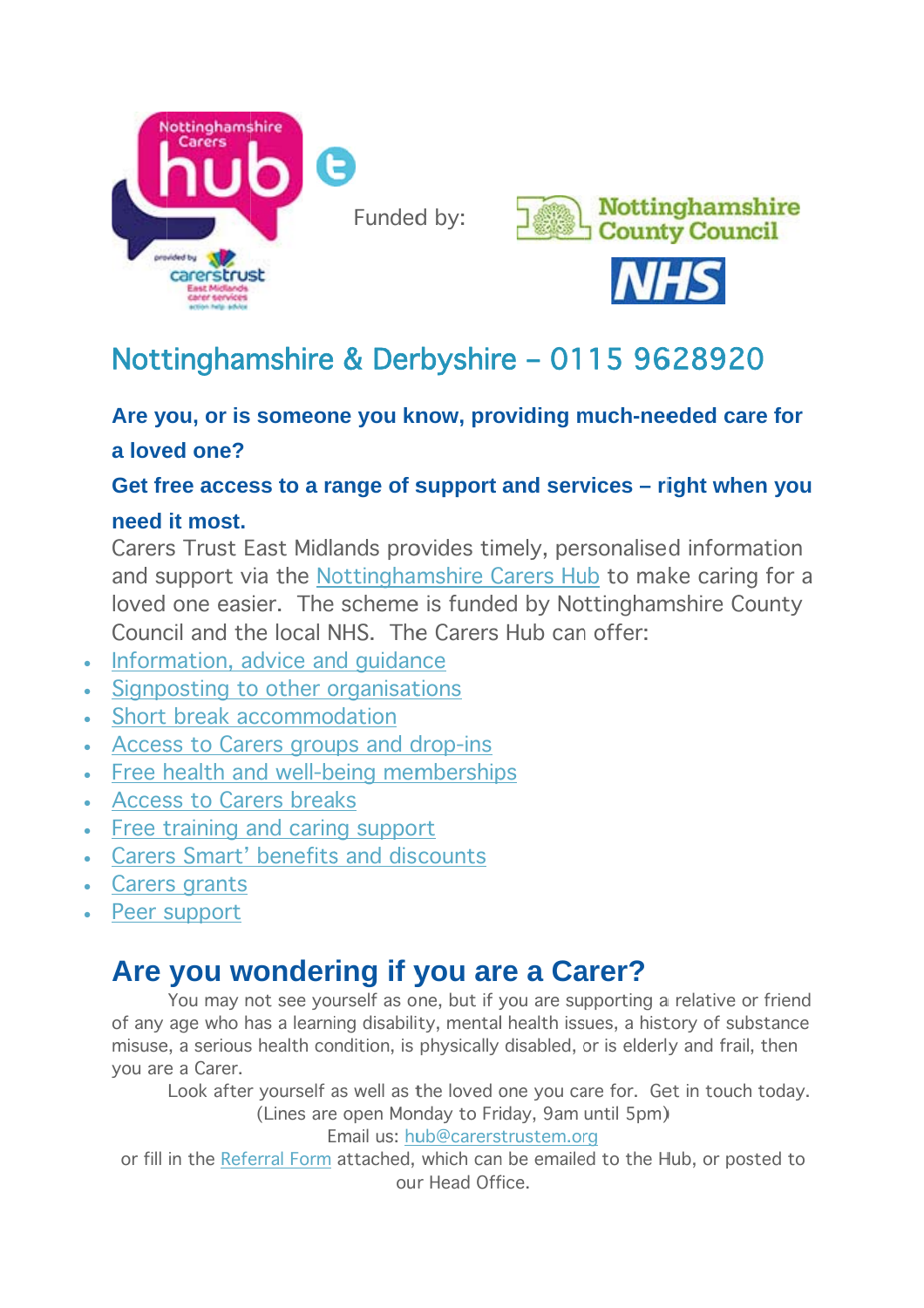Funded by:

## Nottinghamshire & Derbyshire – 0115 9628920

**Are you, or is someone you know, providing much-needed care for a loved one?**

**Get free access to a range of support and services – right when you need it most.**

Carers Trust East Midlands provides timely, personalised information and support via the Nottinghamshire Carers Hub to make caring for a loved one easier. The scheme is funded by Nottinghamshire County Council and the local NHS. The Carers Hub can offer:

- Information, advice and guidance
- Signposting to other organisations
- Short break accommodation
- Access to Carers groups and drop-ins
- Free health and well-being memberships
- Access to Carers breaks
- Free training and caring support
- Carers Smart' benefits and discounts
- Carers grants
- Peer support

## Are you wondering if you are a Carer?

You may not see yourself as one, but if you are supporting a relative or friend of any age who has a learning disability, mental health issues, a history of substance misuse, a serious health condition, is physically disabled, or is elderly and frail, then you are a Carer.

Look after yourself as well as the loved one you care for. Get in touch today.

(Lines are open Monday to Friday, 9am until 5pm)

Email us: hub@carerstrustem.org

or fill in the Referral Form attached, which can be emailed to the Hub, or posted to our Head Office.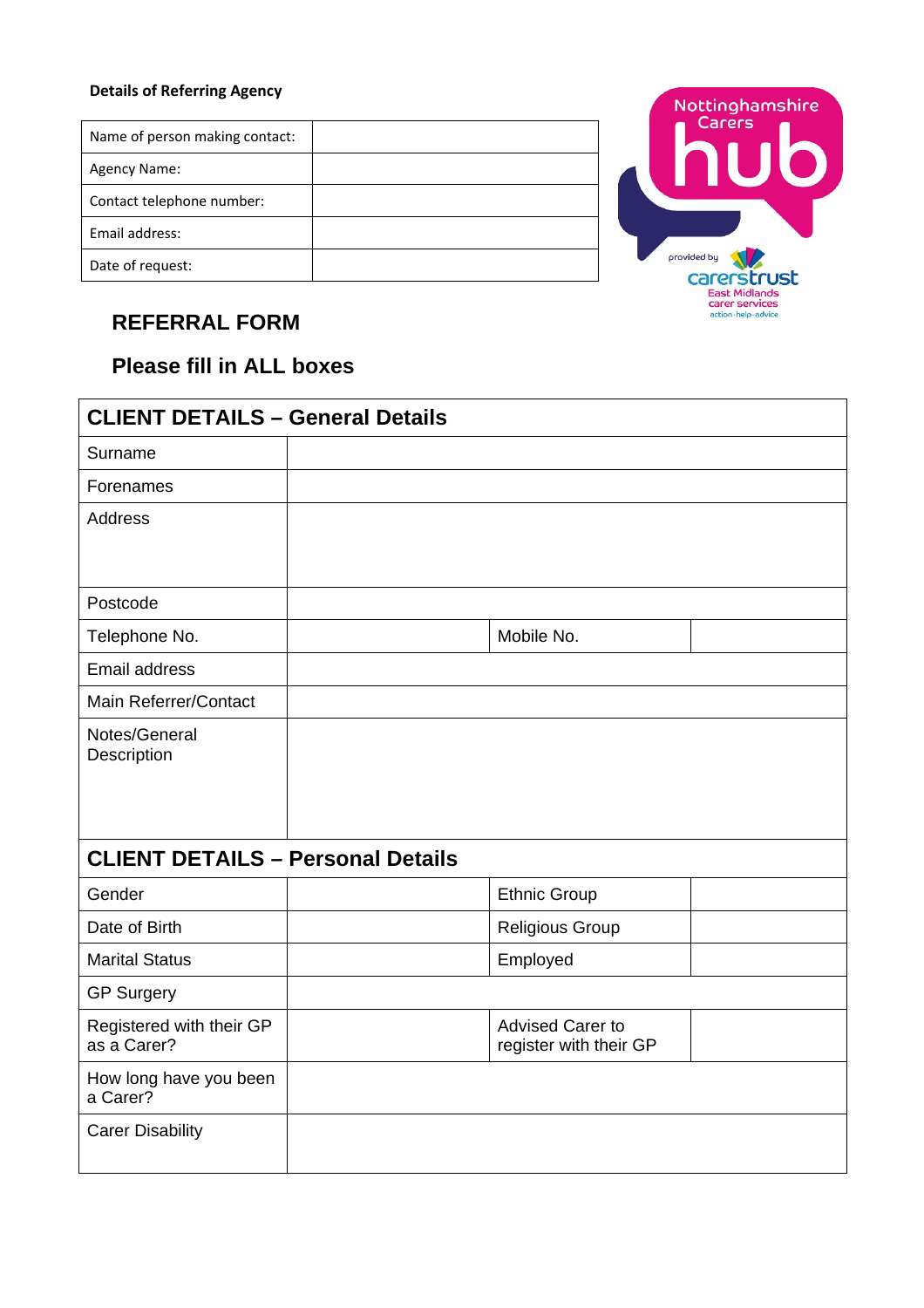**Details of Referring Agency**

| Name of person making contact: | |
|---|---|
| Agency Name: | |
| Contact telephone number: | |
| Email address: | |
| Date of request: | |

Nottinghamshire Carers hub

provided by carerstrust East Midlands carer services action·help·advice

## REFERRAL FORM

### Please fill in ALL boxes

| **CLIENT DETAILS – General Details** | | | |
|---|---|---|---|
| Surname | | | |
| Forenames | | | |
| Address | | | |
| Postcode | | | |
| Telephone No. | | Mobile No. | |
| Email address | | | |
| Main Referrer/Contact | | | |
| Notes/General Description | | | |
| **CLIENT DETAILS – Personal Details** | | | |
| Gender | | Ethnic Group | |
| Date of Birth | | Religious Group | |
| Marital Status | | Employed | |
| GP Surgery | | | |
| Registered with their GP as a Carer? | | Advised Carer to register with their GP | |
| How long have you been a Carer? | | | |
| Carer Disability | | | |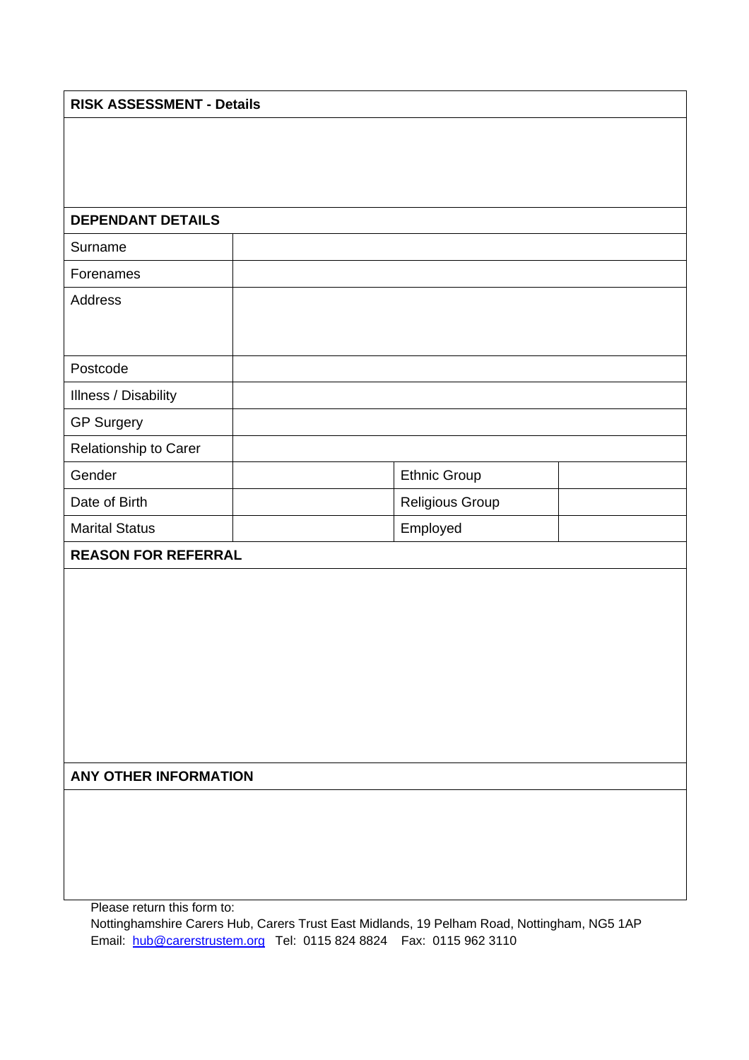| RISK ASSESSMENT - Details | | | |
|---|---|---|---|
| | | | |
| **DEPENDANT DETAILS** | | | |
| Surname | | | |
| Forenames | | | |
| Address | | | |
| Postcode | | | |
| Illness / Disability | | | |
| GP Surgery | | | |
| Relationship to Carer | | | |
| Gender | | Ethnic Group | |
| Date of Birth | | Religious Group | |
| Marital Status | | Employed | |
| **REASON FOR REFERRAL** | | | |
| | | | |
| **ANY OTHER INFORMATION** | | | |
| | | | |

Please return this form to:
Nottinghamshire Carers Hub, Carers Trust East Midlands, 19 Pelham Road, Nottingham, NG5 1AP
Email: hub@carerstrustem.org Tel: 0115 824 8824 Fax: 0115 962 3110